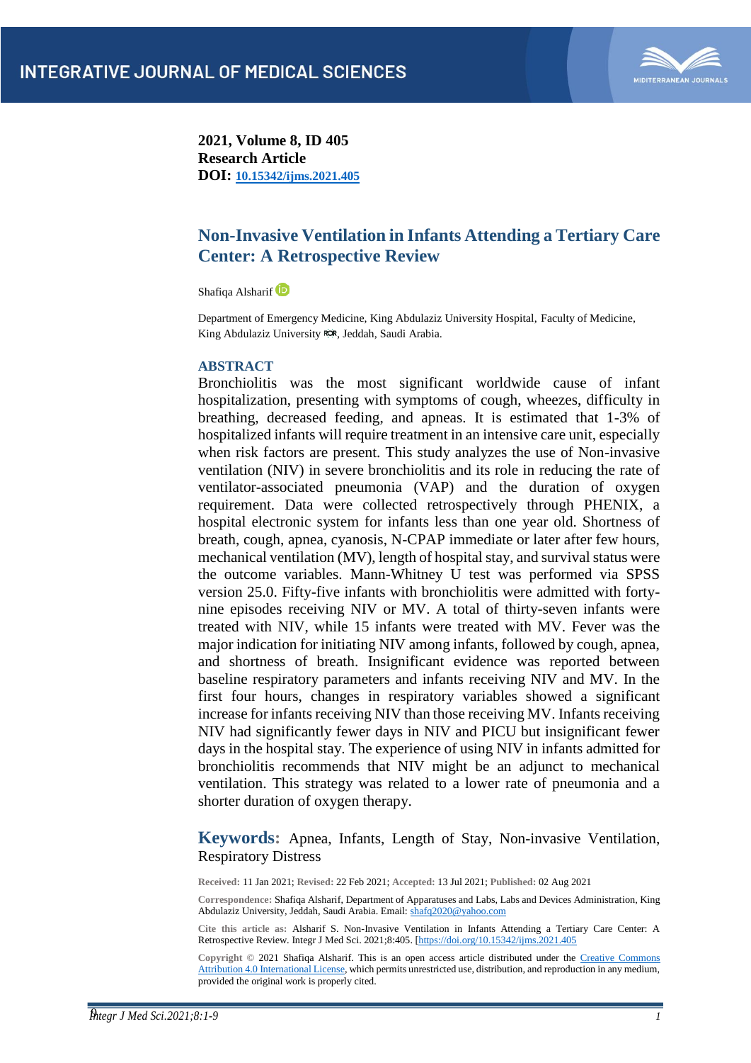**2021, Volume 8, ID 405**
**Research Article**
**DOI: [10.15342/ijms.2021.405](https://doi.org/10.15342/ijms.2021.405)**

# Non-Invasive Ventilation in Infants Attending a Tertiary Care Center: A Retrospective Review

Shafiqa Alsharif

Department of Emergency Medicine, King Abdulaziz University Hospital, Faculty of Medicine, King Abdulaziz University, Jeddah, Saudi Arabia.

## ABSTRACT

Bronchiolitis was the most significant worldwide cause of infant hospitalization, presenting with symptoms of cough, wheezes, difficulty in breathing, decreased feeding, and apneas. It is estimated that 1-3% of hospitalized infants will require treatment in an intensive care unit, especially when risk factors are present. This study analyzes the use of Non-invasive ventilation (NIV) in severe bronchiolitis and its role in reducing the rate of ventilator-associated pneumonia (VAP) and the duration of oxygen requirement. Data were collected retrospectively through PHENIX, a hospital electronic system for infants less than one year old. Shortness of breath, cough, apnea, cyanosis, N-CPAP immediate or later after few hours, mechanical ventilation (MV), length of hospital stay, and survival status were the outcome variables. Mann-Whitney U test was performed via SPSS version 25.0. Fifty-five infants with bronchiolitis were admitted with forty-nine episodes receiving NIV or MV. A total of thirty-seven infants were treated with NIV, while 15 infants were treated with MV. Fever was the major indication for initiating NIV among infants, followed by cough, apnea, and shortness of breath. Insignificant evidence was reported between baseline respiratory parameters and infants receiving NIV and MV. In the first four hours, changes in respiratory variables showed a significant increase for infants receiving NIV than those receiving MV. Infants receiving NIV had significantly fewer days in NIV and PICU but insignificant fewer days in the hospital stay. The experience of using NIV in infants admitted for bronchiolitis recommends that NIV might be an adjunct to mechanical ventilation. This strategy was related to a lower rate of pneumonia and a shorter duration of oxygen therapy.

**Keywords:** Apnea, Infants, Length of Stay, Non-invasive Ventilation, Respiratory Distress

**Received:** 11 Jan 2021; **Revised:** 22 Feb 2021; **Accepted:** 13 Jul 2021; **Published:** 02 Aug 2021

**Correspondence:** Shafiqa Alsharif, Department of Apparatuses and Labs, Labs and Devices Administration, King Abdulaziz University, Jeddah, Saudi Arabia. Email: [shafq2020@yahoo.com](mailto:shafq2020@yahoo.com)

**Cite this article as:** Alsharif S. Non-Invasive Ventilation in Infants Attending a Tertiary Care Center: A Retrospective Review. Integr J Med Sci. 2021;8:405. [https://doi.org/10.15342/ijms.2021.405]

**Copyright** © 2021 Shafiqa Alsharif. This is an open access article distributed under the Creative Commons Attribution 4.0 International License, which permits unrestricted use, distribution, and reproduction in any medium, provided the original work is properly cited.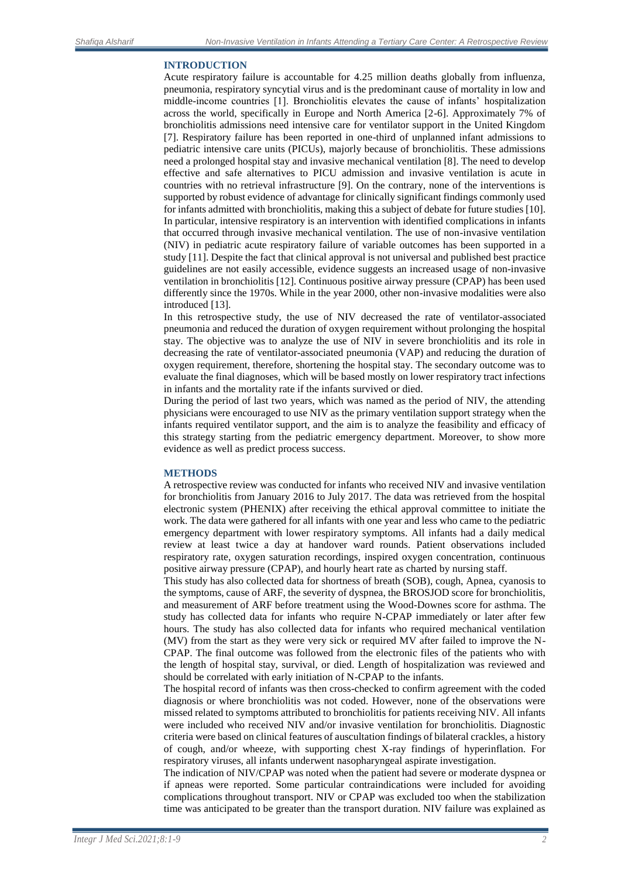## INTRODUCTION

Acute respiratory failure is accountable for 4.25 million deaths globally from influenza, pneumonia, respiratory syncytial virus and is the predominant cause of mortality in low and middle-income countries [1]. Bronchiolitis elevates the cause of infants' hospitalization across the world, specifically in Europe and North America [2-6]. Approximately 7% of bronchiolitis admissions need intensive care for ventilator support in the United Kingdom [7]. Respiratory failure has been reported in one-third of unplanned infant admissions to pediatric intensive care units (PICUs), majorly because of bronchiolitis. These admissions need a prolonged hospital stay and invasive mechanical ventilation [8]. The need to develop effective and safe alternatives to PICU admission and invasive ventilation is acute in countries with no retrieval infrastructure [9]. On the contrary, none of the interventions is supported by robust evidence of advantage for clinically significant findings commonly used for infants admitted with bronchiolitis, making this a subject of debate for future studies [10]. In particular, intensive respiratory is an intervention with identified complications in infants that occurred through invasive mechanical ventilation. The use of non-invasive ventilation (NIV) in pediatric acute respiratory failure of variable outcomes has been supported in a study [11]. Despite the fact that clinical approval is not universal and published best practice guidelines are not easily accessible, evidence suggests an increased usage of non-invasive ventilation in bronchiolitis [12]. Continuous positive airway pressure (CPAP) has been used differently since the 1970s. While in the year 2000, other non-invasive modalities were also introduced [13].

In this retrospective study, the use of NIV decreased the rate of ventilator-associated pneumonia and reduced the duration of oxygen requirement without prolonging the hospital stay. The objective was to analyze the use of NIV in severe bronchiolitis and its role in decreasing the rate of ventilator-associated pneumonia (VAP) and reducing the duration of oxygen requirement, therefore, shortening the hospital stay. The secondary outcome was to evaluate the final diagnoses, which will be based mostly on lower respiratory tract infections in infants and the mortality rate if the infants survived or died.

During the period of last two years, which was named as the period of NIV, the attending physicians were encouraged to use NIV as the primary ventilation support strategy when the infants required ventilator support, and the aim is to analyze the feasibility and efficacy of this strategy starting from the pediatric emergency department. Moreover, to show more evidence as well as predict process success.

## METHODS

A retrospective review was conducted for infants who received NIV and invasive ventilation for bronchiolitis from January 2016 to July 2017. The data was retrieved from the hospital electronic system (PHENIX) after receiving the ethical approval committee to initiate the work. The data were gathered for all infants with one year and less who came to the pediatric emergency department with lower respiratory symptoms. All infants had a daily medical review at least twice a day at handover ward rounds. Patient observations included respiratory rate, oxygen saturation recordings, inspired oxygen concentration, continuous positive airway pressure (CPAP), and hourly heart rate as charted by nursing staff.

This study has also collected data for shortness of breath (SOB), cough, Apnea, cyanosis to the symptoms, cause of ARF, the severity of dyspnea, the BROSJOD score for bronchiolitis, and measurement of ARF before treatment using the Wood-Downes score for asthma. The study has collected data for infants who require N-CPAP immediately or later after few hours. The study has also collected data for infants who required mechanical ventilation (MV) from the start as they were very sick or required MV after failed to improve the N-CPAP. The final outcome was followed from the electronic files of the patients who with the length of hospital stay, survival, or died. Length of hospitalization was reviewed and should be correlated with early initiation of N-CPAP to the infants.

The hospital record of infants was then cross-checked to confirm agreement with the coded diagnosis or where bronchiolitis was not coded. However, none of the observations were missed related to symptoms attributed to bronchiolitis for patients receiving NIV. All infants were included who received NIV and/or invasive ventilation for bronchiolitis. Diagnostic criteria were based on clinical features of auscultation findings of bilateral crackles, a history of cough, and/or wheeze, with supporting chest X-ray findings of hyperinflation. For respiratory viruses, all infants underwent nasopharyngeal aspirate investigation.

The indication of NIV/CPAP was noted when the patient had severe or moderate dyspnea or if apneas were reported. Some particular contraindications were included for avoiding complications throughout transport. NIV or CPAP was excluded too when the stabilization time was anticipated to be greater than the transport duration. NIV failure was explained as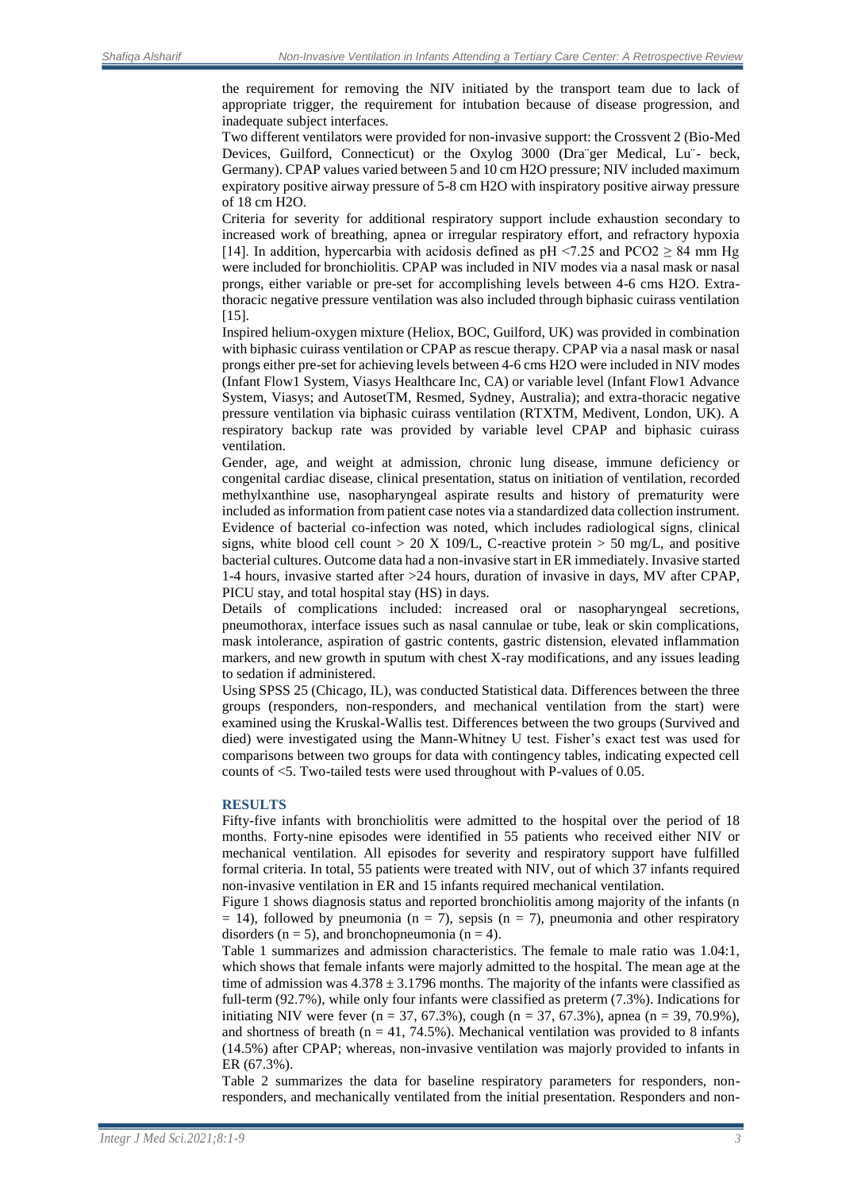the requirement for removing the NIV initiated by the transport team due to lack of appropriate trigger, the requirement for intubation because of disease progression, and inadequate subject interfaces.

Two different ventilators were provided for non-invasive support: the Crossvent 2 (Bio-Med Devices, Guilford, Connecticut) or the Oxylog 3000 (Dra¨ger Medical, Lu¨- beck, Germany). CPAP values varied between 5 and 10 cm H2O pressure; NIV included maximum expiratory positive airway pressure of 5-8 cm H2O with inspiratory positive airway pressure of 18 cm H2O.

Criteria for severity for additional respiratory support include exhaustion secondary to increased work of breathing, apnea or irregular respiratory effort, and refractory hypoxia [14]. In addition, hypercarbia with acidosis defined as pH <7.25 and $PCO_2 \geq 84$ mm Hg were included for bronchiolitis. CPAP was included in NIV modes via a nasal mask or nasal prongs, either variable or pre-set for accomplishing levels between 4-6 cms H2O. Extra-thoracic negative pressure ventilation was also included through biphasic cuirass ventilation [15].

Inspired helium-oxygen mixture (Heliox, BOC, Guilford, UK) was provided in combination with biphasic cuirass ventilation or CPAP as rescue therapy. CPAP via a nasal mask or nasal prongs either pre-set for achieving levels between 4-6 cms H2O were included in NIV modes (Infant Flow1 System, Viasys Healthcare Inc, CA) or variable level (Infant Flow1 Advance System, Viasys; and AutosetTM, Resmed, Sydney, Australia); and extra-thoracic negative pressure ventilation via biphasic cuirass ventilation (RTXTM, Medivent, London, UK). A respiratory backup rate was provided by variable level CPAP and biphasic cuirass ventilation.

Gender, age, and weight at admission, chronic lung disease, immune deficiency or congenital cardiac disease, clinical presentation, status on initiation of ventilation, recorded methylxanthine use, nasopharyngeal aspirate results and history of prematurity were included as information from patient case notes via a standardized data collection instrument. Evidence of bacterial co-infection was noted, which includes radiological signs, clinical signs, white blood cell count > 20 X 109/L, C-reactive protein > 50 mg/L, and positive bacterial cultures. Outcome data had a non-invasive start in ER immediately. Invasive started 1-4 hours, invasive started after >24 hours, duration of invasive in days, MV after CPAP, PICU stay, and total hospital stay (HS) in days.

Details of complications included: increased oral or nasopharyngeal secretions, pneumothorax, interface issues such as nasal cannulae or tube, leak or skin complications, mask intolerance, aspiration of gastric contents, gastric distension, elevated inflammation markers, and new growth in sputum with chest X-ray modifications, and any issues leading to sedation if administered.

Using SPSS 25 (Chicago, IL), was conducted Statistical data. Differences between the three groups (responders, non-responders, and mechanical ventilation from the start) were examined using the Kruskal-Wallis test. Differences between the two groups (Survived and died) were investigated using the Mann-Whitney U test. Fisher's exact test was used for comparisons between two groups for data with contingency tables, indicating expected cell counts of <5. Two-tailed tests were used throughout with P-values of 0.05.

## RESULTS

Fifty-five infants with bronchiolitis were admitted to the hospital over the period of 18 months. Forty-nine episodes were identified in 55 patients who received either NIV or mechanical ventilation. All episodes for severity and respiratory support have fulfilled formal criteria. In total, 55 patients were treated with NIV, out of which 37 infants required non-invasive ventilation in ER and 15 infants required mechanical ventilation.

Figure 1 shows diagnosis status and reported bronchiolitis among majority of the infants (n = 14), followed by pneumonia (n = 7), sepsis (n = 7), pneumonia and other respiratory disorders (n = 5), and bronchopneumonia (n = 4).

Table 1 summarizes and admission characteristics. The female to male ratio was 1.04:1, which shows that female infants were majorly admitted to the hospital. The mean age at the time of admission was 4.378 ± 3.1796 months. The majority of the infants were classified as full-term (92.7%), while only four infants were classified as preterm (7.3%). Indications for initiating NIV were fever (n = 37, 67.3%), cough (n = 37, 67.3%), apnea (n = 39, 70.9%), and shortness of breath (n = 41, 74.5%). Mechanical ventilation was provided to 8 infants (14.5%) after CPAP; whereas, non-invasive ventilation was majorly provided to infants in ER (67.3%).

Table 2 summarizes the data for baseline respiratory parameters for responders, non-responders, and mechanically ventilated from the initial presentation. Responders and non-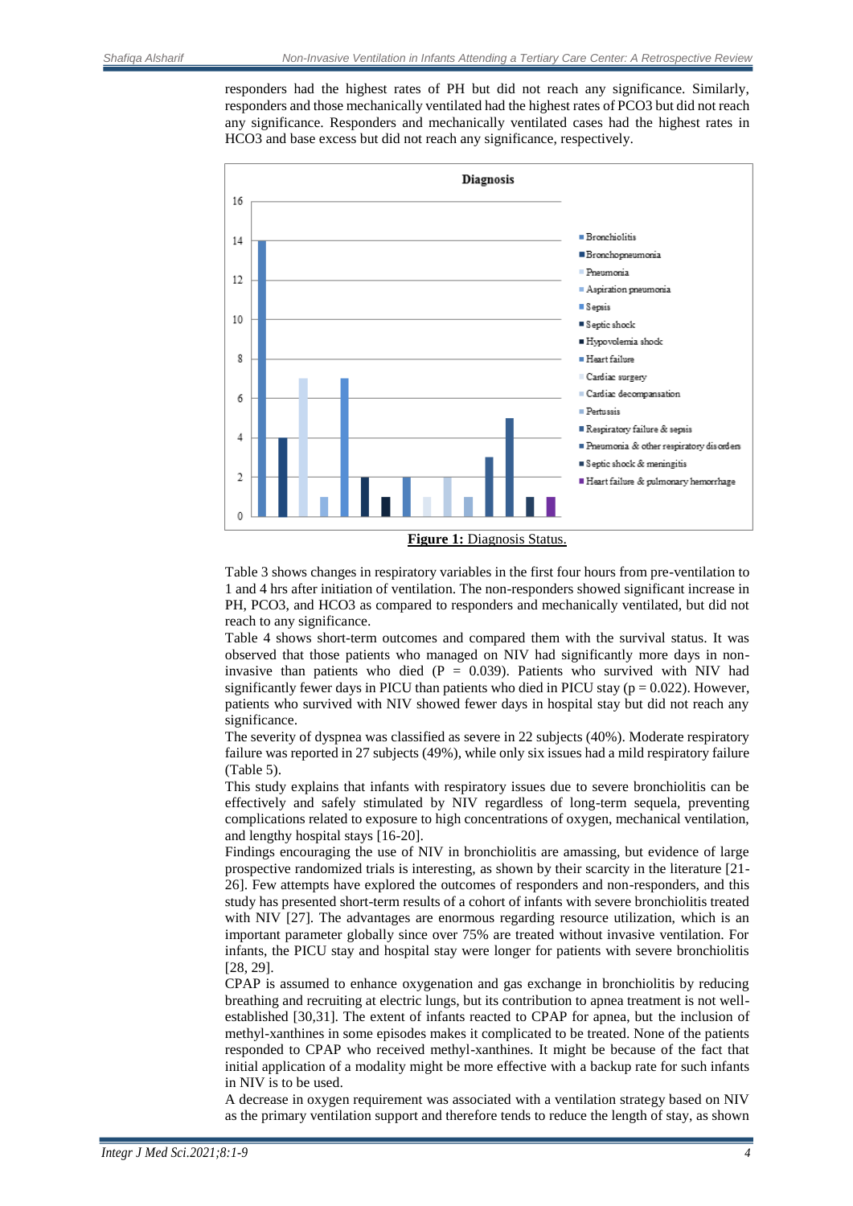responders had the highest rates of PH but did not reach any significance. Similarly, responders and those mechanically ventilated had the highest rates of PCO3 but did not reach any significance. Responders and mechanically ventilated cases had the highest rates in HCO3 and base excess but did not reach any significance, respectively.

**Figure 1:** Diagnosis Status.

Table 3 shows changes in respiratory variables in the first four hours from pre-ventilation to 1 and 4 hrs after initiation of ventilation. The non-responders showed significant increase in PH, PCO3, and HCO3 as compared to responders and mechanically ventilated, but did not reach to any significance.

Table 4 shows short-term outcomes and compared them with the survival status. It was observed that those patients who managed on NIV had significantly more days in non-invasive than patients who died (P = 0.039). Patients who survived with NIV had significantly fewer days in PICU than patients who died in PICU stay (p = 0.022). However, patients who survived with NIV showed fewer days in hospital stay but did not reach any significance.

The severity of dyspnea was classified as severe in 22 subjects (40%). Moderate respiratory failure was reported in 27 subjects (49%), while only six issues had a mild respiratory failure (Table 5).

This study explains that infants with respiratory issues due to severe bronchiolitis can be effectively and safely stimulated by NIV regardless of long-term sequela, preventing complications related to exposure to high concentrations of oxygen, mechanical ventilation, and lengthy hospital stays [16-20].

Findings encouraging the use of NIV in bronchiolitis are amassing, but evidence of large prospective randomized trials is interesting, as shown by their scarcity in the literature [21-26]. Few attempts have explored the outcomes of responders and non-responders, and this study has presented short-term results of a cohort of infants with severe bronchiolitis treated with NIV [27]. The advantages are enormous regarding resource utilization, which is an important parameter globally since over 75% are treated without invasive ventilation. For infants, the PICU stay and hospital stay were longer for patients with severe bronchiolitis [28, 29].

CPAP is assumed to enhance oxygenation and gas exchange in bronchiolitis by reducing breathing and recruiting at electric lungs, but its contribution to apnea treatment is not well-established [30,31]. The extent of infants reacted to CPAP for apnea, but the inclusion of methyl-xanthines in some episodes makes it complicated to be treated. None of the patients responded to CPAP who received methyl-xanthines. It might be because of the fact that initial application of a modality might be more effective with a backup rate for such infants in NIV is to be used.

A decrease in oxygen requirement was associated with a ventilation strategy based on NIV as the primary ventilation support and therefore tends to reduce the length of stay, as shown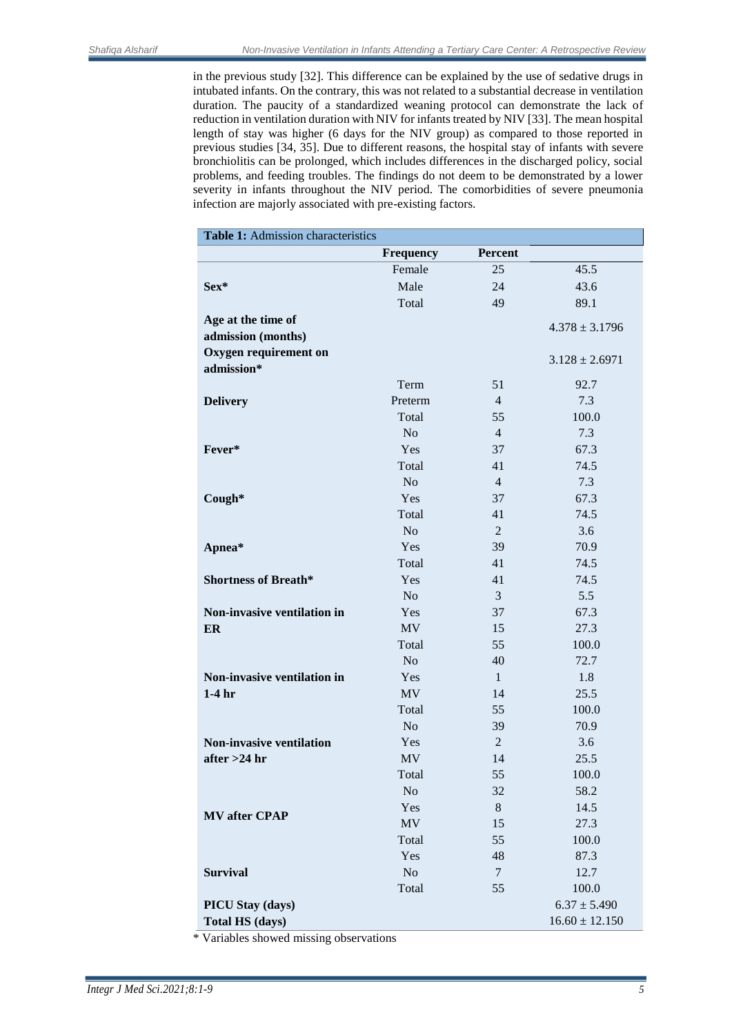in the previous study [32]. This difference can be explained by the use of sedative drugs in intubated infants. On the contrary, this was not related to a substantial decrease in ventilation duration. The paucity of a standardized weaning protocol can demonstrate the lack of reduction in ventilation duration with NIV for infants treated by NIV [33]. The mean hospital length of stay was higher (6 days for the NIV group) as compared to those reported in previous studies [34, 35]. Due to different reasons, the hospital stay of infants with severe bronchiolitis can be prolonged, which includes differences in the discharged policy, social problems, and feeding troubles. The findings do not deem to be demonstrated by a lower severity in infants throughout the NIV period. The comorbidities of severe pneumonia infection are majorly associated with pre-existing factors.

**Table 1:** Admission characteristics

| | Frequency | Percent | |
|---|---|---|---|
| **Sex*** | Female | 25 | 45.5 |
| | Male | 24 | 43.6 |
| | Total | 49 | 89.1 |
| **Age at the time of admission (months)** | | | 4.378 ± 3.1796 |
| **Oxygen requirement on admission*** | | | 3.128 ± 2.6971 |
| **Delivery** | Term | 51 | 92.7 |
| | Preterm | 4 | 7.3 |
| | Total | 55 | 100.0 |
| **Fever*** | No | 4 | 7.3 |
| | Yes | 37 | 67.3 |
| | Total | 41 | 74.5 |
| **Cough*** | No | 4 | 7.3 |
| | Yes | 37 | 67.3 |
| | Total | 41 | 74.5 |
| **Apnea*** | No | 2 | 3.6 |
| | Yes | 39 | 70.9 |
| | Total | 41 | 74.5 |
| **Shortness of Breath*** | Yes | 41 | 74.5 |
| **Non-invasive ventilation in ER** | No | 3 | 5.5 |
| | Yes | 37 | 67.3 |
| | MV | 15 | 27.3 |
| | Total | 55 | 100.0 |
| **Non-invasive ventilation in 1-4 hr** | No | 40 | 72.7 |
| | Yes | 1 | 1.8 |
| | MV | 14 | 25.5 |
| | Total | 55 | 100.0 |
| **Non-invasive ventilation after >24 hr** | No | 39 | 70.9 |
| | Yes | 2 | 3.6 |
| | MV | 14 | 25.5 |
| | Total | 55 | 100.0 |
| **MV after CPAP** | No | 32 | 58.2 |
| | Yes | 8 | 14.5 |
| | MV | 15 | 27.3 |
| | Total | 55 | 100.0 |
| **Survival** | Yes | 48 | 87.3 |
| | No | 7 | 12.7 |
| | Total | 55 | 100.0 |
| **PICU Stay (days)** | | | 6.37 ± 5.490 |
| **Total HS (days)** | | | 16.60 ± 12.150 |

* Variables showed missing observations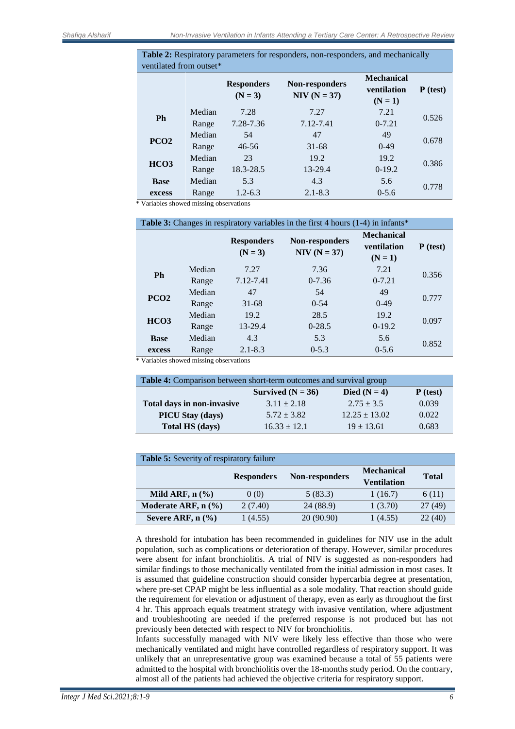**Table 2:** Respiratory parameters for responders, non-responders, and mechanically ventilated from outset*

| | | Responders (N = 3) | Non-responders NIV (N = 37) | Mechanical ventilation (N = 1) | P (test) |
|---|---|---|---|---|---|
| **Ph** | Median | 7.28 | 7.27 | 7.21 | 0.526 |
| | Range | 7.28-7.36 | 7.12-7.41 | 0-7.21 | |
| **PCO2** | Median | 54 | 47 | 49 | 0.678 |
| | Range | 46-56 | 31-68 | 0-49 | |
| **HCO3** | Median | 23 | 19.2 | 19.2 | 0.386 |
| | Range | 18.3-28.5 | 13-29.4 | 0-19.2 | |
| **Base excess** | Median | 5.3 | 4.3 | 5.6 | 0.778 |
| | Range | 1.2-6.3 | 2.1-8.3 | 0-5.6 | |

* Variables showed missing observations

**Table 3:** Changes in respiratory variables in the first 4 hours (1-4) in infants*

| | | Responders (N = 3) | Non-responders NIV (N = 37) | Mechanical ventilation (N = 1) | P (test) |
|---|---|---|---|---|---|
| **Ph** | Median | 7.27 | 7.36 | 7.21 | 0.356 |
| | Range | 7.12-7.41 | 0-7.36 | 0-7.21 | |
| **PCO2** | Median | 47 | 54 | 49 | 0.777 |
| | Range | 31-68 | 0-54 | 0-49 | |
| **HCO3** | Median | 19.2 | 28.5 | 19.2 | 0.097 |
| | Range | 13-29.4 | 0-28.5 | 0-19.2 | |
| **Base excess** | Median | 4.3 | 5.3 | 5.6 | 0.852 |
| | Range | 2.1-8.3 | 0-5.3 | 0-5.6 | |

* Variables showed missing observations

**Table 4:** Comparison between short-term outcomes and survival group

| | Survived (N = 36) | Died (N = 4) | P (test) |
|---|---|---|---|
| **Total days in non-invasive** | 3.11 ± 2.18 | 2.75 ± 3.5 | 0.039 |
| **PICU Stay (days)** | 5.72 ± 3.82 | 12.25 ± 13.02 | 0.022 |
| **Total HS (days)** | 16.33 ± 12.1 | 19 ± 13.61 | 0.683 |

**Table 5:** Severity of respiratory failure

| | Responders | Non-responders | Mechanical Ventilation | Total |
|---|---|---|---|---|
| **Mild ARF, n (%)** | 0 (0) | 5 (83.3) | 1 (16.7) | 6 (11) |
| **Moderate ARF, n (%)** | 2 (7.40) | 24 (88.9) | 1 (3.70) | 27 (49) |
| **Severe ARF, n (%)** | 1 (4.55) | 20 (90.90) | 1 (4.55) | 22 (40) |

A threshold for intubation has been recommended in guidelines for NIV use in the adult population, such as complications or deterioration of therapy. However, similar procedures were absent for infant bronchiolitis. A trial of NIV is suggested as non-responders had similar findings to those mechanically ventilated from the initial admission in most cases. It is assumed that guideline construction should consider hypercarbia degree at presentation, where pre-set CPAP might be less influential as a sole modality. That reaction should guide the requirement for elevation or adjustment of therapy, even as early as throughout the first 4 hr. This approach equals treatment strategy with invasive ventilation, where adjustment and troubleshooting are needed if the preferred response is not produced but has not previously been detected with respect to NIV for bronchiolitis.

Infants successfully managed with NIV were likely less effective than those who were mechanically ventilated and might have controlled regardless of respiratory support. It was unlikely that an unrepresentative group was examined because a total of 55 patients were admitted to the hospital with bronchiolitis over the 18-months study period. On the contrary, almost all of the patients had achieved the objective criteria for respiratory support.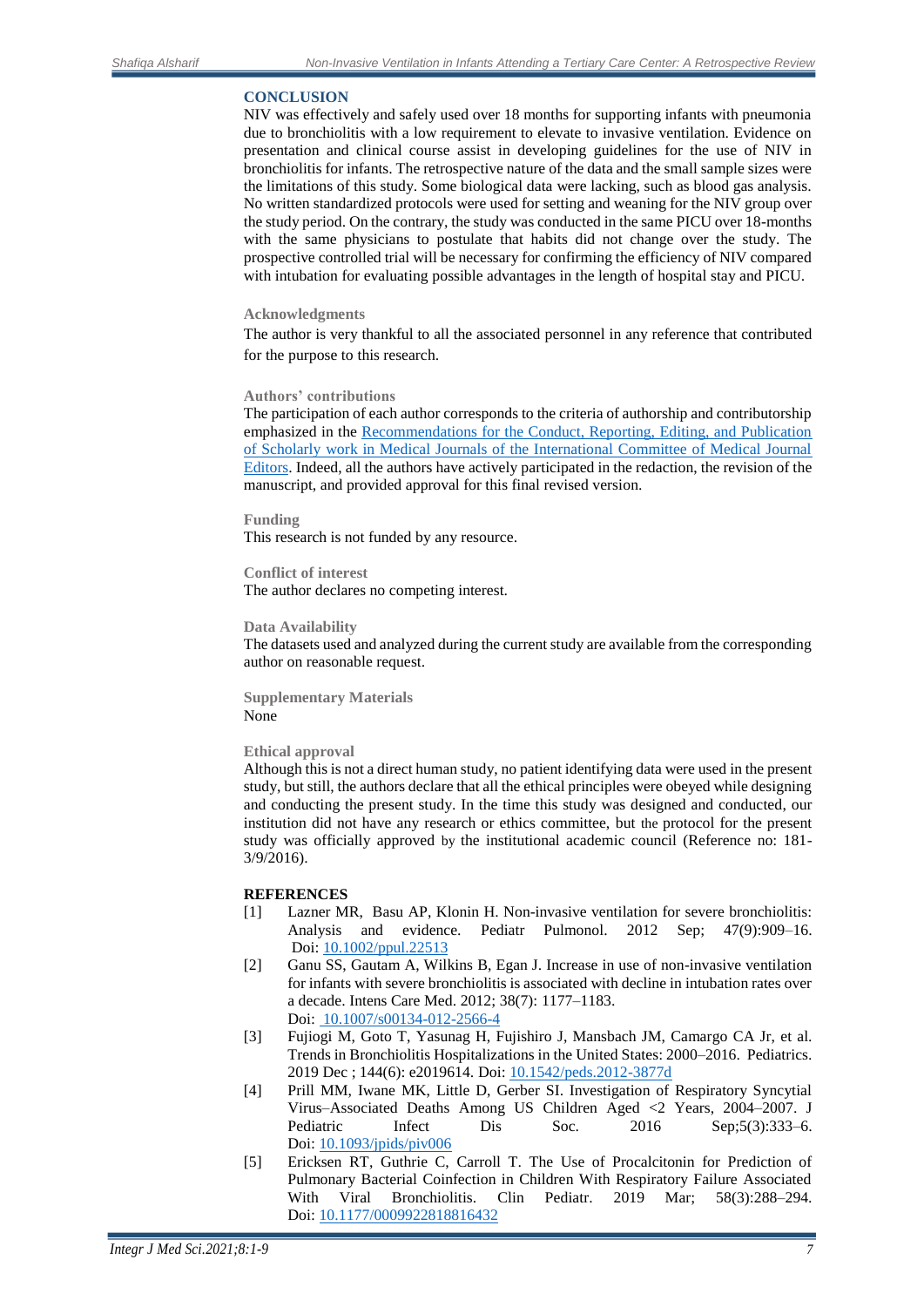## CONCLUSION

NIV was effectively and safely used over 18 months for supporting infants with pneumonia due to bronchiolitis with a low requirement to elevate to invasive ventilation. Evidence on presentation and clinical course assist in developing guidelines for the use of NIV in bronchiolitis for infants. The retrospective nature of the data and the small sample sizes were the limitations of this study. Some biological data were lacking, such as blood gas analysis. No written standardized protocols were used for setting and weaning for the NIV group over the study period. On the contrary, the study was conducted in the same PICU over 18-months with the same physicians to postulate that habits did not change over the study. The prospective controlled trial will be necessary for confirming the efficiency of NIV compared with intubation for evaluating possible advantages in the length of hospital stay and PICU.

### Acknowledgments

The author is very thankful to all the associated personnel in any reference that contributed for the purpose to this research.

### Authors' contributions

The participation of each author corresponds to the criteria of authorship and contributorship emphasized in the Recommendations for the Conduct, Reporting, Editing, and Publication of Scholarly work in Medical Journals of the International Committee of Medical Journal Editors. Indeed, all the authors have actively participated in the redaction, the revision of the manuscript, and provided approval for this final revised version.

### Funding

This research is not funded by any resource.

### Conflict of interest

The author declares no competing interest.

### Data Availability

The datasets used and analyzed during the current study are available from the corresponding author on reasonable request.

### Supplementary Materials

None

### Ethical approval

Although this is not a direct human study, no patient identifying data were used in the present study, but still, the authors declare that all the ethical principles were obeyed while designing and conducting the present study. In the time this study was designed and conducted, our institution did not have any research or ethics committee, but the protocol for the present study was officially approved by the institutional academic council (Reference no: 181-3/9/2016).

## REFERENCES

[1] Lazner MR, Basu AP, Klonin H. Non-invasive ventilation for severe bronchiolitis: Analysis and evidence. Pediatr Pulmonol. 2012 Sep; 47(9):909–16. Doi: 10.1002/ppul.22513

[2] Ganu SS, Gautam A, Wilkins B, Egan J. Increase in use of non-invasive ventilation for infants with severe bronchiolitis is associated with decline in intubation rates over a decade. Intens Care Med. 2012; 38(7): 1177–1183. Doi: 10.1007/s00134-012-2566-4

[3] Fujiogi M, Goto T, Yasunag H, Fujishiro J, Mansbach JM, Camargo CA Jr, et al. Trends in Bronchiolitis Hospitalizations in the United States: 2000–2016. Pediatrics. 2019 Dec ; 144(6): e2019614. Doi: 10.1542/peds.2012-3877d

[4] Prill MM, Iwane MK, Little D, Gerber SI. Investigation of Respiratory Syncytial Virus–Associated Deaths Among US Children Aged <2 Years, 2004–2007. J Pediatric Infect Dis Soc. 2016 Sep;5(3):333–6. Doi: 10.1093/jpids/piv006

[5] Ericksen RT, Guthrie C, Carroll T. The Use of Procalcitonin for Prediction of Pulmonary Bacterial Coinfection in Children With Respiratory Failure Associated With Viral Bronchiolitis. Clin Pediatr. 2019 Mar; 58(3):288–294. Doi: 10.1177/0009922818816432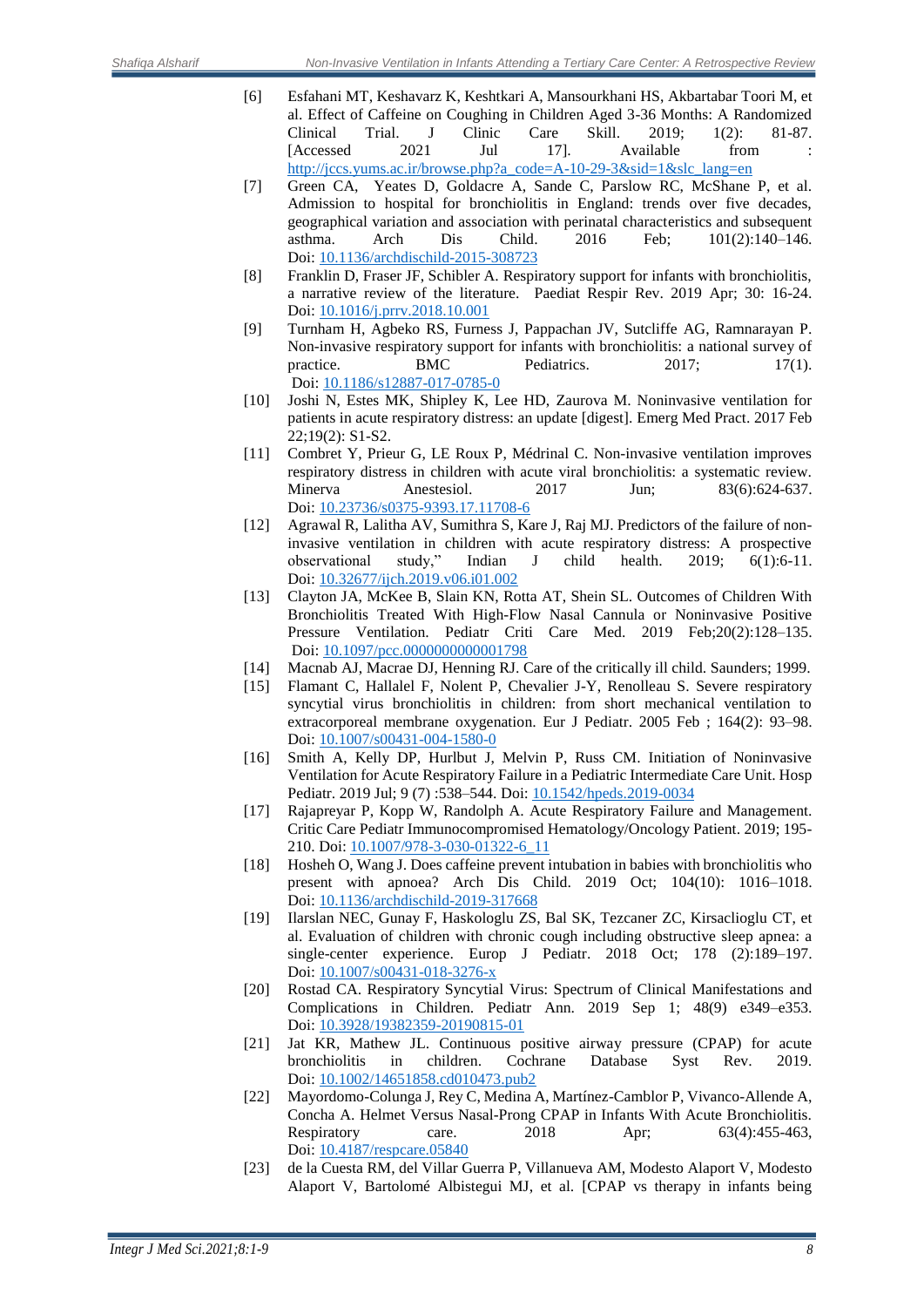[6] Esfahani MT, Keshavarz K, Keshtkari A, Mansourkhani HS, Akbartabar Toori M, et al. Effect of Caffeine on Coughing in Children Aged 3-36 Months: A Randomized Clinical Trial. J Clinic Care Skill. 2019; 1(2): 81-87. [Accessed 2021 Jul 17]. Available from : http://jccs.yums.ac.ir/browse.php?a_code=A-10-29-3&sid=1&slc_lang=en

[7] Green CA, Yeates D, Goldacre A, Sande C, Parslow RC, McShane P, et al. Admission to hospital for bronchiolitis in England: trends over five decades, geographical variation and association with perinatal characteristics and subsequent asthma. Arch Dis Child. 2016 Feb; 101(2):140–146. Doi: 10.1136/archdischild-2015-308723

[8] Franklin D, Fraser JF, Schibler A. Respiratory support for infants with bronchiolitis, a narrative review of the literature. Paediat Respir Rev. 2019 Apr; 30: 16-24. Doi: 10.1016/j.prrv.2018.10.001

[9] Turnham H, Agbeko RS, Furness J, Pappachan JV, Sutcliffe AG, Ramnarayan P. Non-invasive respiratory support for infants with bronchiolitis: a national survey of practice. BMC Pediatrics. 2017; 17(1). Doi: 10.1186/s12887-017-0785-0

[10] Joshi N, Estes MK, Shipley K, Lee HD, Zaurova M. Noninvasive ventilation for patients in acute respiratory distress: an update [digest]. Emerg Med Pract. 2017 Feb 22;19(2): S1-S2.

[11] Combret Y, Prieur G, LE Roux P, Médrinal C. Non-invasive ventilation improves respiratory distress in children with acute viral bronchiolitis: a systematic review. Minerva Anestesiol. 2017 Jun; 83(6):624-637. Doi: 10.23736/s0375-9393.17.11708-6

[12] Agrawal R, Lalitha AV, Sumithra S, Kare J, Raj MJ. Predictors of the failure of non-invasive ventilation in children with acute respiratory distress: A prospective observational study," Indian J child health. 2019; 6(1):6-11. Doi: 10.32677/ijch.2019.v06.i01.002

[13] Clayton JA, McKee B, Slain KN, Rotta AT, Shein SL. Outcomes of Children With Bronchiolitis Treated With High-Flow Nasal Cannula or Noninvasive Positive Pressure Ventilation. Pediatr Criti Care Med. 2019 Feb;20(2):128–135. Doi: 10.1097/pcc.0000000000001798

[14] Macnab AJ, Macrae DJ, Henning RJ. Care of the critically ill child. Saunders; 1999.

[15] Flamant C, Hallalel F, Nolent P, Chevalier J-Y, Renolleau S. Severe respiratory syncytial virus bronchiolitis in children: from short mechanical ventilation to extracorporeal membrane oxygenation. Eur J Pediatr. 2005 Feb ; 164(2): 93–98. Doi: 10.1007/s00431-004-1580-0

[16] Smith A, Kelly DP, Hurlbut J, Melvin P, Russ CM. Initiation of Noninvasive Ventilation for Acute Respiratory Failure in a Pediatric Intermediate Care Unit. Hosp Pediatr. 2019 Jul; 9 (7) :538–544. Doi: 10.1542/hpeds.2019-0034

[17] Rajapreyar P, Kopp W, Randolph A. Acute Respiratory Failure and Management. Critic Care Pediatr Immunocompromised Hematology/Oncology Patient. 2019; 195-210. Doi: 10.1007/978-3-030-01322-6_11

[18] Hosheh O, Wang J. Does caffeine prevent intubation in babies with bronchiolitis who present with apnoea? Arch Dis Child. 2019 Oct; 104(10): 1016–1018. Doi: 10.1136/archdischild-2019-317668

[19] Ilarslan NEC, Gunay F, Haskologlu ZS, Bal SK, Tezcaner ZC, Kirsaclioglu CT, et al. Evaluation of children with chronic cough including obstructive sleep apnea: a single-center experience. Europ J Pediatr. 2018 Oct; 178 (2):189–197. Doi: 10.1007/s00431-018-3276-x

[20] Rostad CA. Respiratory Syncytial Virus: Spectrum of Clinical Manifestations and Complications in Children. Pediatr Ann. 2019 Sep 1; 48(9) e349–e353. Doi: 10.3928/19382359-20190815-01

[21] Jat KR, Mathew JL. Continuous positive airway pressure (CPAP) for acute bronchiolitis in children. Cochrane Database Syst Rev. 2019. Doi: 10.1002/14651858.cd010473.pub2

[22] Mayordomo-Colunga J, Rey C, Medina A, Martínez-Camblor P, Vivanco-Allende A, Concha A. Helmet Versus Nasal-Prong CPAP in Infants With Acute Bronchiolitis. Respiratory care. 2018 Apr; 63(4):455-463, Doi: 10.4187/respcare.05840

[23] de la Cuesta RM, del Villar Guerra P, Villanueva AM, Modesto Alaport V, Modesto Alaport V, Bartolomé Albistegui MJ, et al. [CPAP vs therapy in infants being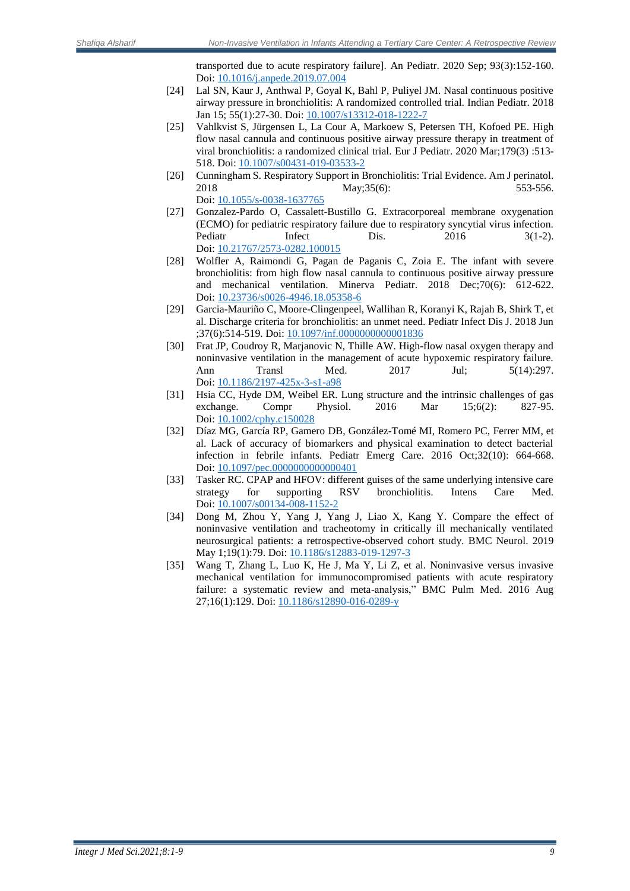transported due to acute respiratory failure]. An Pediatr. 2020 Sep; 93(3):152-160. Doi: 10.1016/j.anpede.2019.07.004

[24] Lal SN, Kaur J, Anthwal P, Goyal K, Bahl P, Puliyel JM. Nasal continuous positive airway pressure in bronchiolitis: A randomized controlled trial. Indian Pediatr. 2018 Jan 15; 55(1):27-30. Doi: 10.1007/s13312-018-1222-7

[25] Vahlkvist S, Jürgensen L, La Cour A, Markoew S, Petersen TH, Kofoed PE. High flow nasal cannula and continuous positive airway pressure therapy in treatment of viral bronchiolitis: a randomized clinical trial. Eur J Pediatr. 2020 Mar;179(3) :513-518. Doi: 10.1007/s00431-019-03533-2

[26] Cunningham S. Respiratory Support in Bronchiolitis: Trial Evidence. Am J perinatol. 2018 May;35(6): 553-556. Doi: 10.1055/s-0038-1637765

[27] Gonzalez-Pardo O, Cassalett-Bustillo G. Extracorporeal membrane oxygenation (ECMO) for pediatric respiratory failure due to respiratory syncytial virus infection. Pediatr Infect Dis. 2016 3(1-2). Doi: 10.21767/2573-0282.100015

[28] Wolfler A, Raimondi G, Pagan de Paganis C, Zoia E. The infant with severe bronchiolitis: from high flow nasal cannula to continuous positive airway pressure and mechanical ventilation. Minerva Pediatr. 2018 Dec;70(6): 612-622. Doi: 10.23736/s0026-4946.18.05358-6

[29] Garcia-Mauriño C, Moore-Clingenpeel, Wallihan R, Koranyi K, Rajah B, Shirk T, et al. Discharge criteria for bronchiolitis: an unmet need. Pediatr Infect Dis J. 2018 Jun ;37(6):514-519. Doi: 10.1097/inf.0000000000001836

[30] Frat JP, Coudroy R, Marjanovic N, Thille AW. High-flow nasal oxygen therapy and noninvasive ventilation in the management of acute hypoxemic respiratory failure. Ann Transl Med. 2017 Jul; 5(14):297. Doi: 10.1186/2197-425x-3-s1-a98

[31] Hsia CC, Hyde DM, Weibel ER. Lung structure and the intrinsic challenges of gas exchange. Compr Physiol. 2016 Mar 15;6(2): 827-95. Doi: 10.1002/cphy.c150028

[32] Díaz MG, García RP, Gamero DB, González-Tomé MI, Romero PC, Ferrer MM, et al. Lack of accuracy of biomarkers and physical examination to detect bacterial infection in febrile infants. Pediatr Emerg Care. 2016 Oct;32(10): 664-668. Doi: 10.1097/pec.0000000000000401

[33] Tasker RC. CPAP and HFOV: different guises of the same underlying intensive care strategy for supporting RSV bronchiolitis. Intens Care Med. Doi: 10.1007/s00134-008-1152-2

[34] Dong M, Zhou Y, Yang J, Yang J, Liao X, Kang Y. Compare the effect of noninvasive ventilation and tracheotomy in critically ill mechanically ventilated neurosurgical patients: a retrospective-observed cohort study. BMC Neurol. 2019 May 1;19(1):79. Doi: 10.1186/s12883-019-1297-3

[35] Wang T, Zhang L, Luo K, He J, Ma Y, Li Z, et al. Noninvasive versus invasive mechanical ventilation for immunocompromised patients with acute respiratory failure: a systematic review and meta-analysis," BMC Pulm Med. 2016 Aug 27;16(1):129. Doi: 10.1186/s12890-016-0289-y